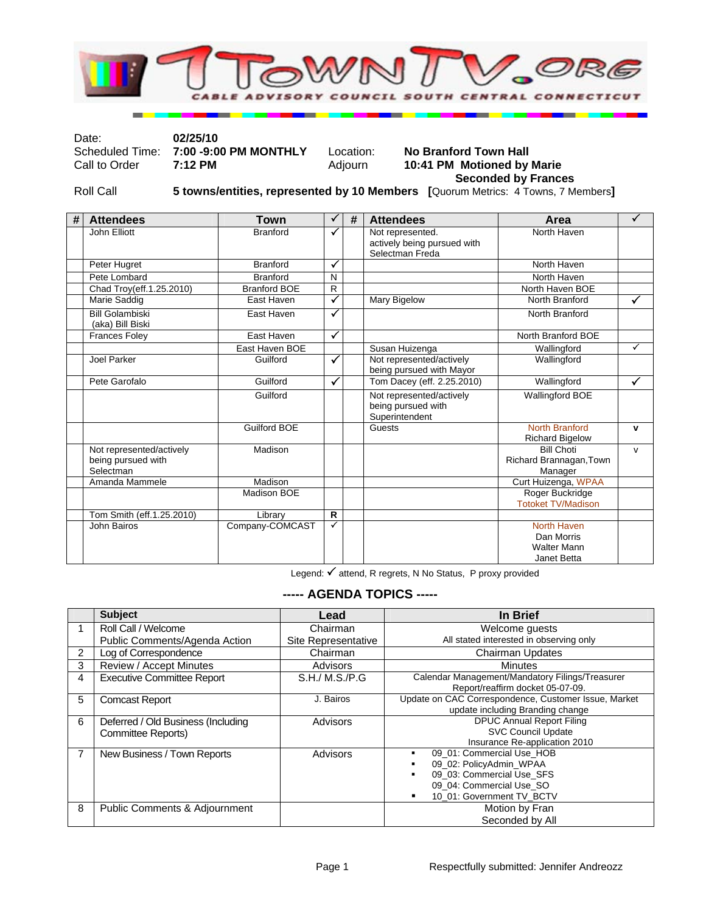# TownTV.org

CABLE ADVISORY COUNCIL SOUTH CENTRAL CONNECTICUT

| | | | |
|---|---|---|---|
| Date: | **02/25/10** | | |
| Scheduled Time: | **7:00 -9:00 PM MONTHLY** | Location: | **No Branford Town Hall** |
| Call to Order | **7:12 PM** | Adjourn | **10:41 PM Motioned by Marie Seconded by Frances** |
| Roll Call | **5 towns/entities, represented by 10 Members [**Quorum Metrics: 4 Towns, 7 Members**]** | | |

| # | Attendees | Town | ✓ | # | Attendees | Area | ✓ |
|---|---|---|---|---|---|---|---|
| | John Elliott | Branford | ✓ | | Not represented. actively being pursued with Selectman Freda | North Haven | |
| | Peter Hugret | Branford | ✓ | | | North Haven | |
| | Pete Lombard | Branford | N | | | North Haven | |
| | Chad Troy(eff.1.25.2010) | Branford BOE | R | | | North Haven BOE | |
| | Marie Saddig | East Haven | ✓ | | Mary Bigelow | North Branford | ✓ |
| | Bill Golambiski (aka) Bill Biski | East Haven | ✓ | | | North Branford | |
| | Frances Foley | East Haven | ✓ | | | North Branford BOE | |
| | | East Haven BOE | | | Susan Huizenga | Wallingford | ✓ |
| | Joel Parker | Guilford | ✓ | | Not represented/actively being pursued with Mayor | Wallingford | |
| | Pete Garofalo | Guilford | ✓ | | Tom Dacey (eff. 2.25.2010) | Wallingford | ✓ |
| | | Guilford | | | Not represented/actively being pursued with Superintendent | Wallingford BOE | |
| | | Guilford BOE | | | Guests | North Branford Richard Bigelow | v |
| | Not represented/actively being pursued with Selectman | Madison | | | | Bill Choti Richard Brannagan,Town Manager | v |
| | Amanda Mammele | Madison | | | | Curt Huizenga, WPAA | |
| | | Madison BOE | | | | Roger Buckridge Totoket TV/Madison | |
| | Tom Smith (eff.1.25.2010) | Library | R | | | | |
| | John Bairos | Company-COMCAST | ✓ | | | North Haven Dan Morris Walter Mann Janet Betta | |

Legend: ✓ attend, R regrets, N No Status, P proxy provided

## ----- AGENDA TOPICS -----

| | Subject | Lead | In Brief |
|---|---|---|---|
| 1 | Roll Call / Welcome<br>Public Comments/Agenda Action | Chairman<br>Site Representative | Welcome guests<br>All stated interested in observing only |
| 2 | Log of Correspondence | Chairman | Chairman Updates |
| 3 | Review / Accept Minutes | Advisors | Minutes |
| 4 | Executive Committee Report | S.H./ M.S./P.G | Calendar Management/Mandatory Filings/Treasurer Report/reaffirm docket 05-07-09. |
| 5 | Comcast Report | J. Bairos | Update on CAC Correspondence, Customer Issue, Market update including Branding change |
| 6 | Deferred / Old Business (Including Committee Reports) | Advisors | DPUC Annual Report Filing<br>SVC Council Update<br>Insurance Re-application 2010 |
| 7 | New Business / Town Reports | Advisors | ▪ 09_01: Commercial Use_HOB<br>▪ 09_02: PolicyAdmin_WPAA<br>▪ 09_03: Commercial Use_SFS<br>09_04: Commercial Use_SO<br>▪ 10_01: Government TV_BCTV |
| 8 | Public Comments & Adjournment | | Motion by Fran<br>Seconded by All |

Respectfully submitted: Jennifer Andreozz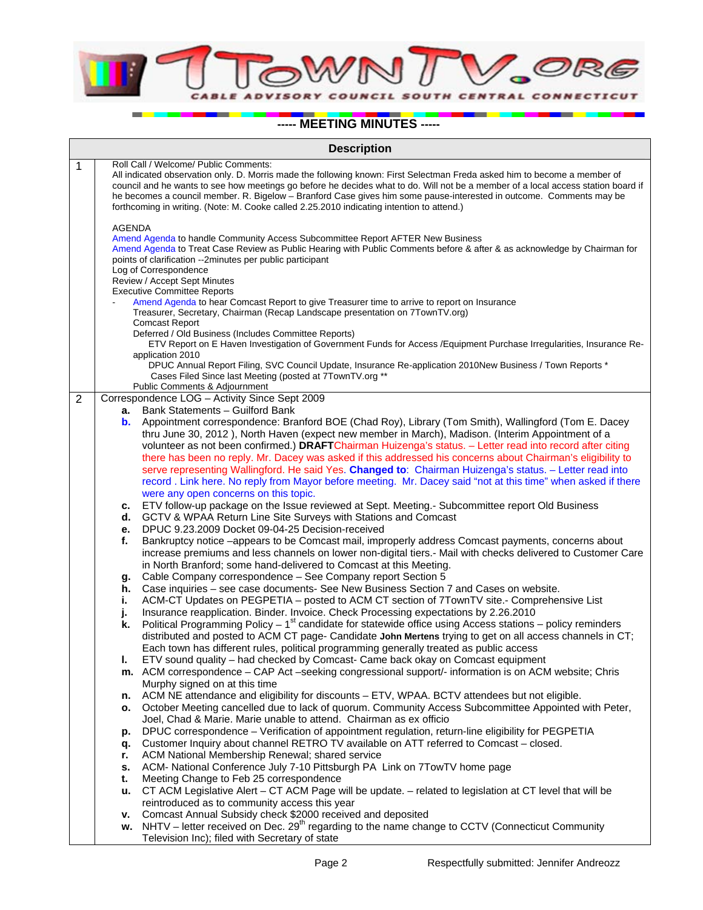7TownTV.org

CABLE ADVISORY COUNCIL SOUTH CENTRAL CONNECTICUT

## ----- MEETING MINUTES -----

| | Description |
|---|---|
| 1 | Roll Call / Welcome/ Public Comments:<br>All indicated observation only. D. Morris made the following known: First Selectman Freda asked him to become a member of council and he wants to see how meetings go before he decides what to do. Will not be a member of a local access station board if he becomes a council member. R. Bigelow – Branford Case gives him some pause-interested in outcome. Comments may be forthcoming in writing. (Note: M. Cooke called 2.25.2010 indicating intention to attend.)<br><br>AGENDA<br>Amend Agenda to handle Community Access Subcommittee Report AFTER New Business<br>Amend Agenda to Treat Case Review as Public Hearing with Public Comments before & after & as acknowledge by Chairman for points of clarification --2minutes per public participant<br>Log of Correspondence<br>Review / Accept Sept Minutes<br>Executive Committee Reports<br>- Amend Agenda to hear Comcast Report to give Treasurer time to arrive to report on Insurance<br>Treasurer, Secretary, Chairman (Recap Landscape presentation on 7TownTV.org)<br>Comcast Report<br>Deferred / Old Business (Includes Committee Reports)<br>ETV Report on E Haven Investigation of Government Funds for Access /Equipment Purchase Irregularities, Insurance Re-application 2010<br>DPUC Annual Report Filing, SVC Council Update, Insurance Re-application 2010New Business / Town Reports *<br>Cases Filed Since last Meeting (posted at 7TownTV.org **<br>Public Comments & Adjournment |
| 2 | Correspondence LOG – Activity Since Sept 2009<br>**a.** Bank Statements – Guilford Bank<br>**b.** Appointment correspondence: Branford BOE (Chad Roy), Library (Tom Smith), Wallingford (Tom E. Dacey thru June 30, 2012 ), North Haven (expect new member in March), Madison. (Interim Appointment of a volunteer as not been confirmed.) **DRAFT**Chairman Huizenga's status. – Letter read into record after citing there has been no reply. Mr. Dacey was asked if this addressed his concerns about Chairman's eligibility to serve representing Wallingford. He said Yes. **Changed to**: Chairman Huizenga's status. – Letter read into record . Link here. No reply from Mayor before meeting. Mr. Dacey said "not at this time" when asked if there were any open concerns on this topic.<br>**c.** ETV follow-up package on the Issue reviewed at Sept. Meeting.- Subcommittee report Old Business<br>**d.** GCTV & WPAA Return Line Site Surveys with Stations and Comcast<br>**e.** DPUC 9.23.2009 Docket 09-04-25 Decision-received<br>**f.** Bankruptcy notice –appears to be Comcast mail, improperly address Comcast payments, concerns about increase premiums and less channels on lower non-digital tiers.- Mail with checks delivered to Customer Care in North Branford; some hand-delivered to Comcast at this Meeting.<br>**g.** Cable Company correspondence – See Company report Section 5<br>**h.** Case inquiries – see case documents- See New Business Section 7 and Cases on website.<br>**i.** ACM-CT Updates on PEGPETIA – posted to ACM CT section of 7TownTV site.- Comprehensive List<br>**j.** Insurance reapplication. Binder. Invoice. Check Processing expectations by 2.26.2010<br>**k.** Political Programming Policy – 1st candidate for statewide office using Access stations – policy reminders distributed and posted to ACM CT page- Candidate **John Mertens** trying to get on all access channels in CT; Each town has different rules, political programming generally treated as public access<br>**l.** ETV sound quality – had checked by Comcast- Came back okay on Comcast equipment<br>**m.** ACM correspondence – CAP Act –seeking congressional support/- information is on ACM website; Chris Murphy signed on at this time<br>**n.** ACM NE attendance and eligibility for discounts – ETV, WPAA. BCTV attendees but not eligible.<br>**o.** October Meeting cancelled due to lack of quorum. Community Access Subcommittee Appointed with Peter, Joel, Chad & Marie. Marie unable to attend. Chairman as ex officio<br>**p.** DPUC correspondence – Verification of appointment regulation, return-line eligibility for PEGPETIA<br>**q.** Customer Inquiry about channel RETRO TV available on ATT referred to Comcast – closed.<br>**r.** ACM National Membership Renewal; shared service<br>**s.** ACM- National Conference July 7-10 Pittsburgh PA Link on 7TowTV home page<br>**t.** Meeting Change to Feb 25 correspondence<br>**u.** CT ACM Legislative Alert – CT ACM Page will be update. – related to legislation at CT level that will be reintroduced as to community access this year<br>**v.** Comcast Annual Subsidy check $2000 received and deposited<br>**w.** NHTV – letter received on Dec. 29th regarding to the name change to CCTV (Connecticut Community Television Inc); filed with Secretary of state |

Respectfully submitted: Jennifer Andreozz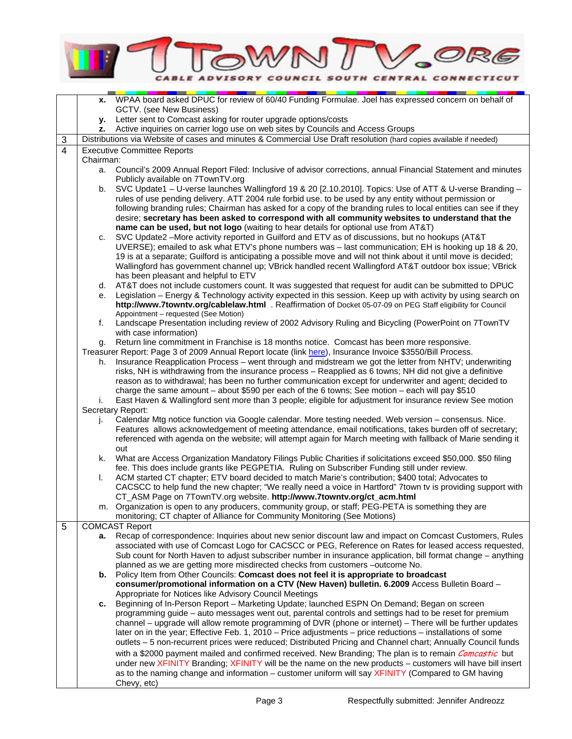| | |
|---|---|
| | **x.** WPAA board asked DPUC for review of 60/40 Funding Formulae. Joel has expressed concern on behalf of GCTV. (see New Business)<br>**y.** Letter sent to Comcast asking for router upgrade options/costs<br>**z.** Active inquiries on carrier logo use on web sites by Councils and Access Groups |
| 3 | Distributions via Website of cases and minutes & Commercial Use Draft resolution (hard copies available if needed) |
| 4 | Executive Committee Reports<br>Chairman:<br>a. Council's 2009 Annual Report Filed: Inclusive of advisor corrections, annual Financial Statement and minutes Publicly available on 7TownTV.org<br>b. SVC Update1 – U-verse launches Wallingford 19 & 20 [2.10.2010]. Topics: Use of ATT & U-verse Branding – rules of use pending delivery. ATT 2004 rule forbid use. to be used by any entity without permission or following branding rules; Chairman has asked for a copy of the branding rules to local entities can see if they desire; **secretary has been asked to correspond with all community websites to understand that the name can be used, but not logo** (waiting to hear details for optional use from AT&T)<br>c. SVC Update2 –More activity reported in Guilford and ETV as of discussions, but no hookups (AT&T UVERSE); emailed to ask what ETV's phone numbers was – last communication; EH is hooking up 18 & 20, 19 is at a separate; Guilford is anticipating a possible move and will not think about it until move is decided; Wallingford has government channel up; VBrick handled recent Wallingford AT&T outdoor box issue; VBrick has been pleasant and helpful to ETV<br>d. AT&T does not include customers count. It was suggested that request for audit can be submitted to DPUC<br>e. Legislation – Energy & Technology activity expected in this session. Keep up with activity by using search on **http://www.7towntv.org/cablelaw.html** . Reaffirmation of Docket 05-07-09 on PEG Staff eligibility for Council Appointment – requested (See Motion)<br>f. Landscape Presentation including review of 2002 Advisory Ruling and Bicycling (PowerPoint on 7TownTV with case information)<br>g. Return line commitment in Franchise is 18 months notice. Comcast has been more responsive.<br>Treasurer Report: Page 3 of 2009 Annual Report locate (link here), Insurance Invoice $3550/Bill Process.<br>h. Insurance Reapplication Process – went through and midstream we got the letter from NHTV; underwriting risks, NH is withdrawing from the insurance process – Reapplied as 6 towns; NH did not give a definitive reason as to withdrawal; has been no further communication except for underwriter and agent; decided to charge the same amount – about $590 per each of the 6 towns; See motion – each will pay $510<br>i. East Haven & Wallingford sent more than 3 people; eligible for adjustment for insurance review See motion<br>Secretary Report:<br>j. Calendar Mtg notice function via Google calendar. More testing needed. Web version – consensus. Nice. Features allows acknowledgement of meeting attendance, email notifications, takes burden off of secretary; referenced with agenda on the website; will attempt again for March meeting with fallback of Marie sending it out<br>k. What are Access Organization Mandatory Filings Public Charities if solicitations exceed $50,000. $50 filing fee. This does include grants like PEGPETIA. Ruling on Subscriber Funding still under review.<br>l. ACM started CT chapter; ETV board decided to match Marie's contribution; $400 total; Advocates to CACSCC to help fund the new chapter; "We really need a voice in Hartford" 7town tv is providing support with CT_ASM Page on 7TownTV.org website. **http://www.7towntv.org/ct_acm.html**<br>m. Organization is open to any producers, community group, or staff; PEG-PETA is something they are monitoring; CT chapter of Alliance for Community Monitoring (See Motions) |
| 5 | COMCAST Report<br>**a.** Recap of correspondence: Inquiries about new senior discount law and impact on Comcast Customers, Rules associated with use of Comcast Logo for CACSCC or PEG, Reference on Rates for leased access requested, Sub count for North Haven to adjust subscriber number in insurance application, bill format change – anything planned as we are getting more misdirected checks from customers –outcome No.<br>**b.** Policy Item from Other Councils: **Comcast does not feel it is appropriate to broadcast consumer/promotional information on a CTV (New Haven) bulletin. 6.2009** Access Bulletin Board – Appropriate for Notices like Advisory Council Meetings<br>**c.** Beginning of In-Person Report – Marketing Update; launched ESPN On Demand; Began on screen programming guide – auto messages went out, parental controls and settings had to be reset for premium channel – upgrade will allow remote programming of DVR (phone or internet) – There will be further updates later on in the year; Effective Feb. 1, 2010 – Price adjustments – price reductions – installations of some outlets – 5 non-recurrent prices were reduced; Distributed Pricing and Channel chart; Annually Council funds with a $2000 payment mailed and confirmed received. New Branding; The plan is to remain *Comcastic* but under new XFINITY Branding; XFINITY will be the name on the new products – customers will have bill insert as to the naming change and information – customer uniform will say XFINITY (Compared to GM having Chevy, etc) |

Respectfully submitted: Jennifer Andreozz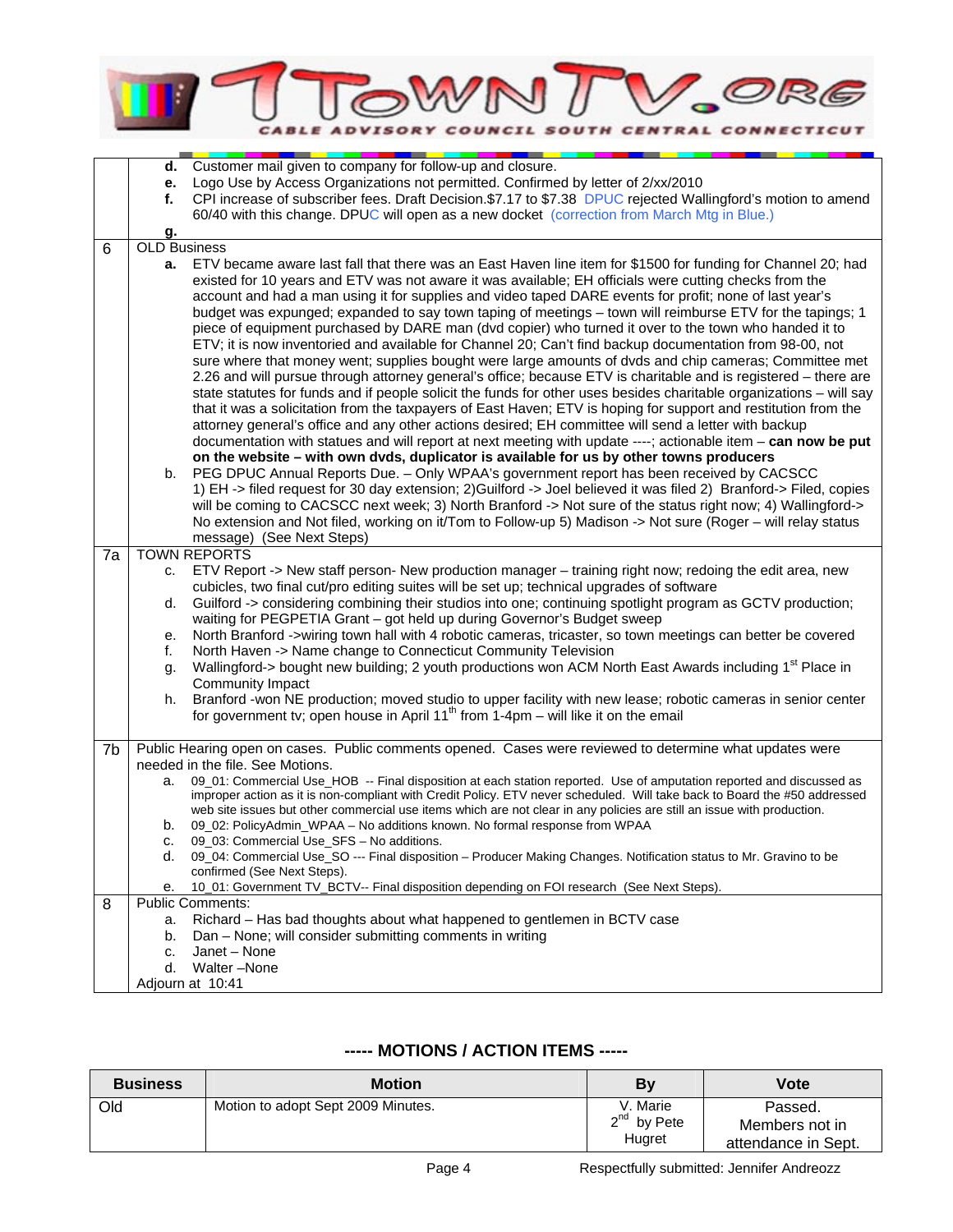| | |
|---|---|
| | **d.** Customer mail given to company for follow-up and closure.<br>**e.** Logo Use by Access Organizations not permitted. Confirmed by letter of 2/xx/2010<br>**f.** CPI increase of subscriber fees. Draft Decision.$7.17 to $7.38 DPUC rejected Wallingford's motion to amend 60/40 with this change. DPUC will open as a new docket (correction from March Mtg in Blue.)<br>**g.** |
| 6 | OLD Business<br>**a.** ETV became aware last fall that there was an East Haven line item for $1500 for funding for Channel 20; had existed for 10 years and ETV was not aware it was available; EH officials were cutting checks from the account and had a man using it for supplies and video taped DARE events for profit; none of last year's budget was expunged; expanded to say town taping of meetings – town will reimburse ETV for the tapings; 1 piece of equipment purchased by DARE man (dvd copier) who turned it over to the town who handed it to ETV; it is now inventoried and available for Channel 20; Can't find backup documentation from 98-00, not sure where that money went; supplies bought were large amounts of dvds and chip cameras; Committee met 2.26 and will pursue through attorney general's office; because ETV is charitable and is registered – there are state statutes for funds and if people solicit the funds for other uses besides charitable organizations – will say that it was a solicitation from the taxpayers of East Haven; ETV is hoping for support and restitution from the attorney general's office and any other actions desired; EH committee will send a letter with backup documentation with statues and will report at next meeting with update ----; actionable item – **can now be put on the website – with own dvds, duplicator is available for us by other towns producers**<br>b. PEG DPUC Annual Reports Due. – Only WPAA's government report has been received by CACSCC 1) EH -> filed request for 30 day extension; 2)Guilford -> Joel believed it was filed 2) Branford-> Filed, copies will be coming to CACSCC next week; 3) North Branford -> Not sure of the status right now; 4) Wallingford-> No extension and Not filed, working on it/Tom to Follow-up 5) Madison -> Not sure (Roger – will relay status message) (See Next Steps) |
| 7a | TOWN REPORTS<br>c. ETV Report -> New staff person- New production manager – training right now; redoing the edit area, new cubicles, two final cut/pro editing suites will be set up; technical upgrades of software<br>d. Guilford -> considering combining their studios into one; continuing spotlight program as GCTV production; waiting for PEGPETIA Grant – got held up during Governor's Budget sweep<br>e. North Branford ->wiring town hall with 4 robotic cameras, tricaster, so town meetings can better be covered<br>f. North Haven -> Name change to Connecticut Community Television<br>g. Wallingford-> bought new building; 2 youth productions won ACM North East Awards including 1st Place in Community Impact<br>h. Branford -won NE production; moved studio to upper facility with new lease; robotic cameras in senior center for government tv; open house in April 11th from 1-4pm – will like it on the email |
| 7b | Public Hearing open on cases. Public comments opened. Cases were reviewed to determine what updates were needed in the file. See Motions.<br>a. 09_01: Commercial Use_HOB -- Final disposition at each station reported. Use of amputation reported and discussed as improper action as it is non-compliant with Credit Policy. ETV never scheduled. Will take back to Board the #50 addressed web site issues but other commercial use items which are not clear in any policies are still an issue with production.<br>b. 09_02: PolicyAdmin_WPAA – No additions known. No formal response from WPAA<br>c. 09_03: Commercial Use_SFS – No additions.<br>d. 09_04: Commercial Use_SO --- Final disposition – Producer Making Changes. Notification status to Mr. Gravino to be confirmed (See Next Steps).<br>e. 10_01: Government TV_BCTV-- Final disposition depending on FOI research (See Next Steps). |
| 8 | Public Comments:<br>a. Richard – Has bad thoughts about what happened to gentlemen in BCTV case<br>b. Dan – None; will consider submitting comments in writing<br>c. Janet – None<br>d. Walter –None<br>Adjourn at 10:41 |

## ----- MOTIONS / ACTION ITEMS -----

| Business | Motion | By | Vote |
|---|---|---|---|
| Old | Motion to adopt Sept 2009 Minutes. | V. Marie<br>2nd by Pete Hugret | Passed.<br>Members not in attendance in Sept. |

Respectfully submitted: Jennifer Andreozz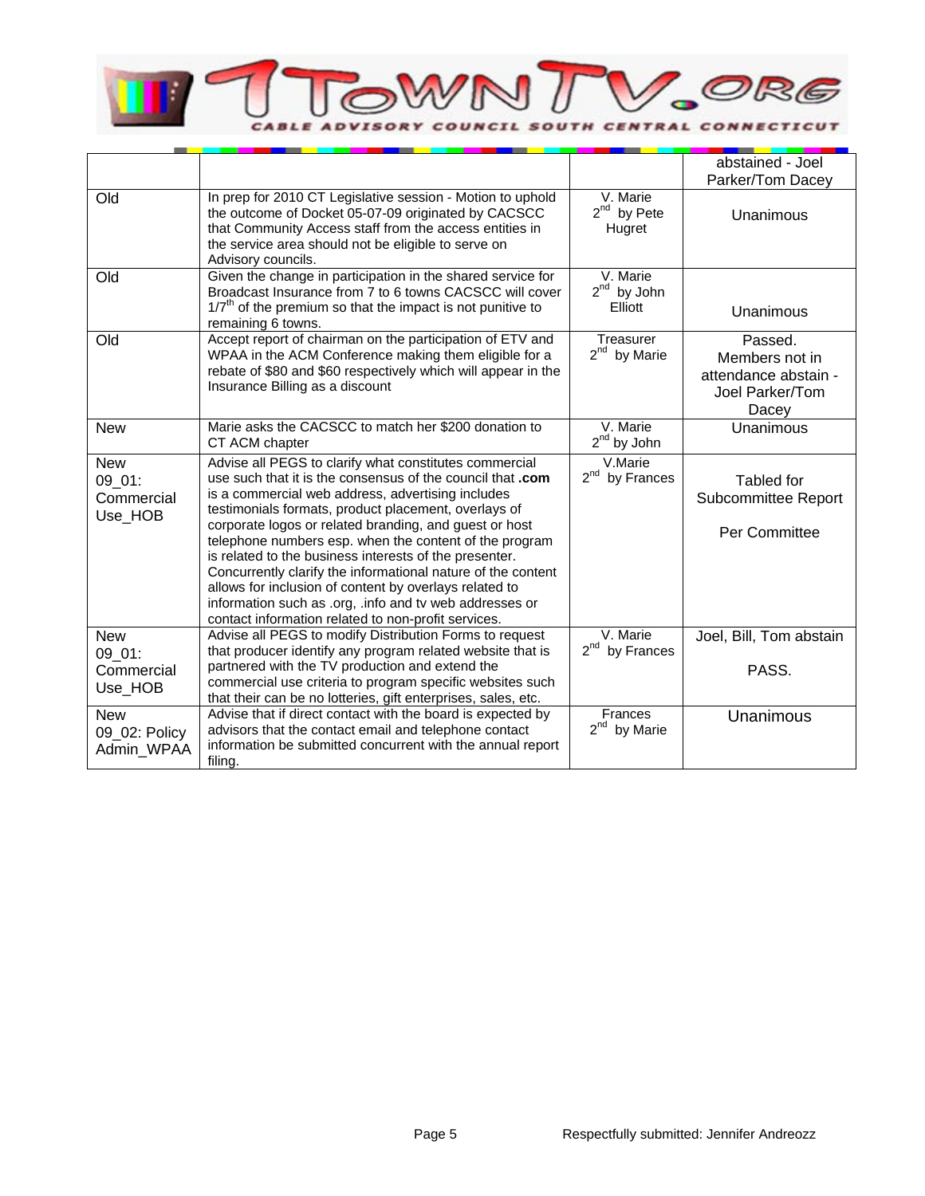| | | | |
|---|---|---|---|
| | | | abstained - Joel Parker/Tom Dacey |
| Old | In prep for 2010 CT Legislative session - Motion to uphold the outcome of Docket 05-07-09 originated by CACSCC that Community Access staff from the access entities in the service area should not be eligible to serve on Advisory councils. | V. Marie 2nd by Pete Hugret | Unanimous |
| Old | Given the change in participation in the shared service for Broadcast Insurance from 7 to 6 towns CACSCC will cover 1/7th of the premium so that the impact is not punitive to remaining 6 towns. | V. Marie 2nd by John Elliott | Unanimous |
| Old | Accept report of chairman on the participation of ETV and WPAA in the ACM Conference making them eligible for a rebate of $80 and $60 respectively which will appear in the Insurance Billing as a discount | Treasurer 2nd by Marie | Passed. Members not in attendance abstain - Joel Parker/Tom Dacey |
| New | Marie asks the CACSCC to match her $200 donation to CT ACM chapter | V. Marie 2nd by John | Unanimous |
| New 09_01: Commercial Use_HOB | Advise all PEGS to clarify what constitutes commercial use such that it is the consensus of the council that **.com** is a commercial web address, advertising includes testimonials formats, product placement, overlays of corporate logos or related branding, and guest or host telephone numbers esp. when the content of the program is related to the business interests of the presenter. Concurrently clarify the informational nature of the content allows for inclusion of content by overlays related to information such as .org, .info and tv web addresses or contact information related to non-profit services. | V.Marie 2nd by Frances | Tabled for Subcommittee Report<br><br>Per Committee |
| New 09_01: Commercial Use_HOB | Advise all PEGS to modify Distribution Forms to request that producer identify any program related website that is partnered with the TV production and extend the commercial use criteria to program specific websites such that their can be no lotteries, gift enterprises, sales, etc. | V. Marie 2nd by Frances | Joel, Bill, Tom abstain<br><br>PASS. |
| New 09_02: Policy Admin_WPAA | Advise that if direct contact with the board is expected by advisors that the contact email and telephone contact information be submitted concurrent with the annual report filing. | Frances 2nd by Marie | Unanimous |

Respectfully submitted: Jennifer Andreozz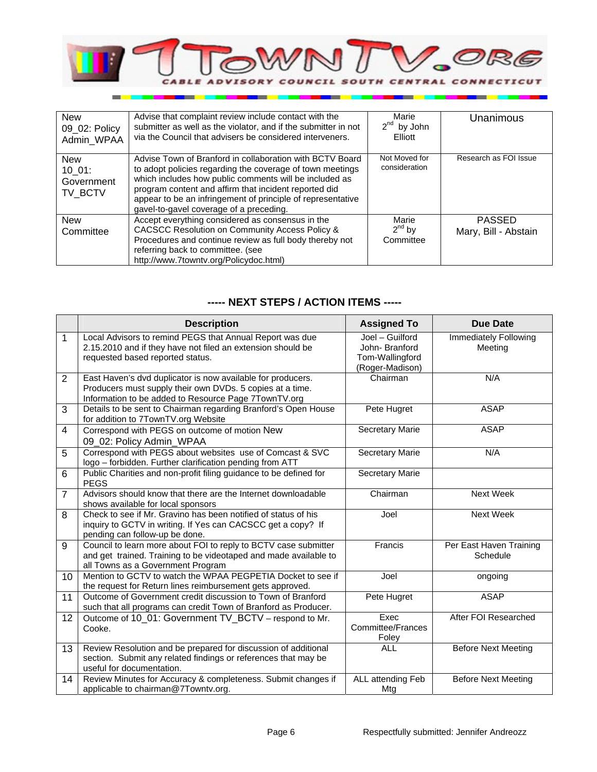| | | | |
|---|---|---|---|
| New 09_02: Policy Admin_WPAA | Advise that complaint review include contact with the submitter as well as the violator, and if the submitter in not via the Council that advisers be considered interveners. | Marie 2nd by John Elliott | Unanimous |
| New 10_01: Government TV_BCTV | Advise Town of Branford in collaboration with BCTV Board to adopt policies regarding the coverage of town meetings which includes how public comments will be included as program content and affirm that incident reported did appear to be an infringement of principle of representative gavel-to-gavel coverage of a preceding. | Not Moved for consideration | Research as FOI Issue |
| New Committee | Accept everything considered as consensus in the CACSCC Resolution on Community Access Policy & Procedures and continue review as full body thereby not referring back to committee. (see http://www.7towntv.org/Policydoc.html) | Marie 2nd by Committee | PASSED Mary, Bill - Abstain |

## ----- NEXT STEPS / ACTION ITEMS -----

| | Description | Assigned To | Due Date |
|---|---|---|---|
| 1 | Local Advisors to remind PEGS that Annual Report was due 2.15.2010 and if they have not filed an extension should be requested based reported status. | Joel – Guilford John- Branford Tom-Wallingford (Roger-Madison) | Immediately Following Meeting |
| 2 | East Haven's dvd duplicator is now available for producers. Producers must supply their own DVDs. 5 copies at a time. Information to be added to Resource Page 7TownTV.org | Chairman | N/A |
| 3 | Details to be sent to Chairman regarding Branford's Open House for addition to 7TownTV.org Website | Pete Hugret | ASAP |
| 4 | Correspond with PEGS on outcome of motion New 09_02: Policy Admin_WPAA | Secretary Marie | ASAP |
| 5 | Correspond with PEGS about websites use of Comcast & SVC logo – forbidden. Further clarification pending from ATT | Secretary Marie | N/A |
| 6 | Public Charities and non-profit filing guidance to be defined for PEGS | Secretary Marie | |
| 7 | Advisors should know that there are the Internet downloadable shows available for local sponsors | Chairman | Next Week |
| 8 | Check to see if Mr. Gravino has been notified of status of his inquiry to GCTV in writing. If Yes can CACSCC get a copy? If pending can follow-up be done. | Joel | Next Week |
| 9 | Council to learn more about FOI to reply to BCTV case submitter and get trained. Training to be videotaped and made available to all Towns as a Government Program | Francis | Per East Haven Training Schedule |
| 10 | Mention to GCTV to watch the WPAA PEGPETIA Docket to see if the request for Return lines reimbursement gets approved. | Joel | ongoing |
| 11 | Outcome of Government credit discussion to Town of Branford such that all programs can credit Town of Branford as Producer. | Pete Hugret | ASAP |
| 12 | Outcome of 10_01: Government TV_BCTV – respond to Mr. Cooke. | Exec Committee/Frances Foley | After FOI Researched |
| 13 | Review Resolution and be prepared for discussion of additional section. Submit any related findings or references that may be useful for documentation. | ALL | Before Next Meeting |
| 14 | Review Minutes for Accuracy & completeness. Submit changes if applicable to chairman@7Towntv.org. | ALL attending Feb Mtg | Before Next Meeting |

Respectfully submitted: Jennifer Andreozz